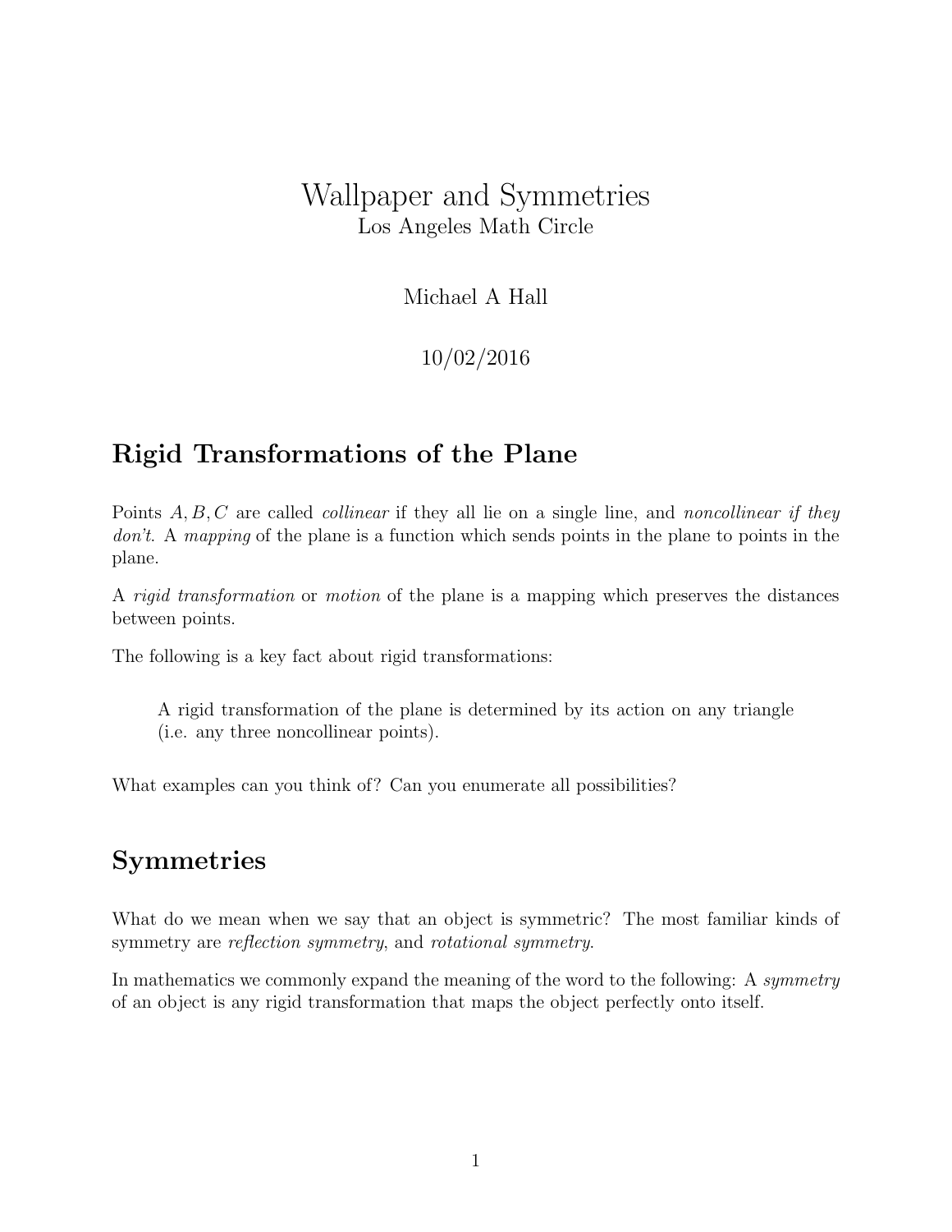# Wallpaper and Symmetries

Los Angeles Math Circle

Michael A Hall

10/02/2016

## Rigid Transformations of the Plane

Points $A, B, C$ are called *collinear* if they all lie on a single line, and *noncollinear if they don't*. A *mapping* of the plane is a function which sends points in the plane to points in the plane.

A *rigid transformation* or *motion* of the plane is a mapping which preserves the distances between points.

The following is a key fact about rigid transformations:

> A rigid transformation of the plane is determined by its action on any triangle (i.e. any three noncollinear points).

What examples can you think of? Can you enumerate all possibilities?

## Symmetries

What do we mean when we say that an object is symmetric? The most familiar kinds of symmetry are *reflection symmetry*, and *rotational symmetry*.

In mathematics we commonly expand the meaning of the word to the following: A *symmetry* of an object is any rigid transformation that maps the object perfectly onto itself.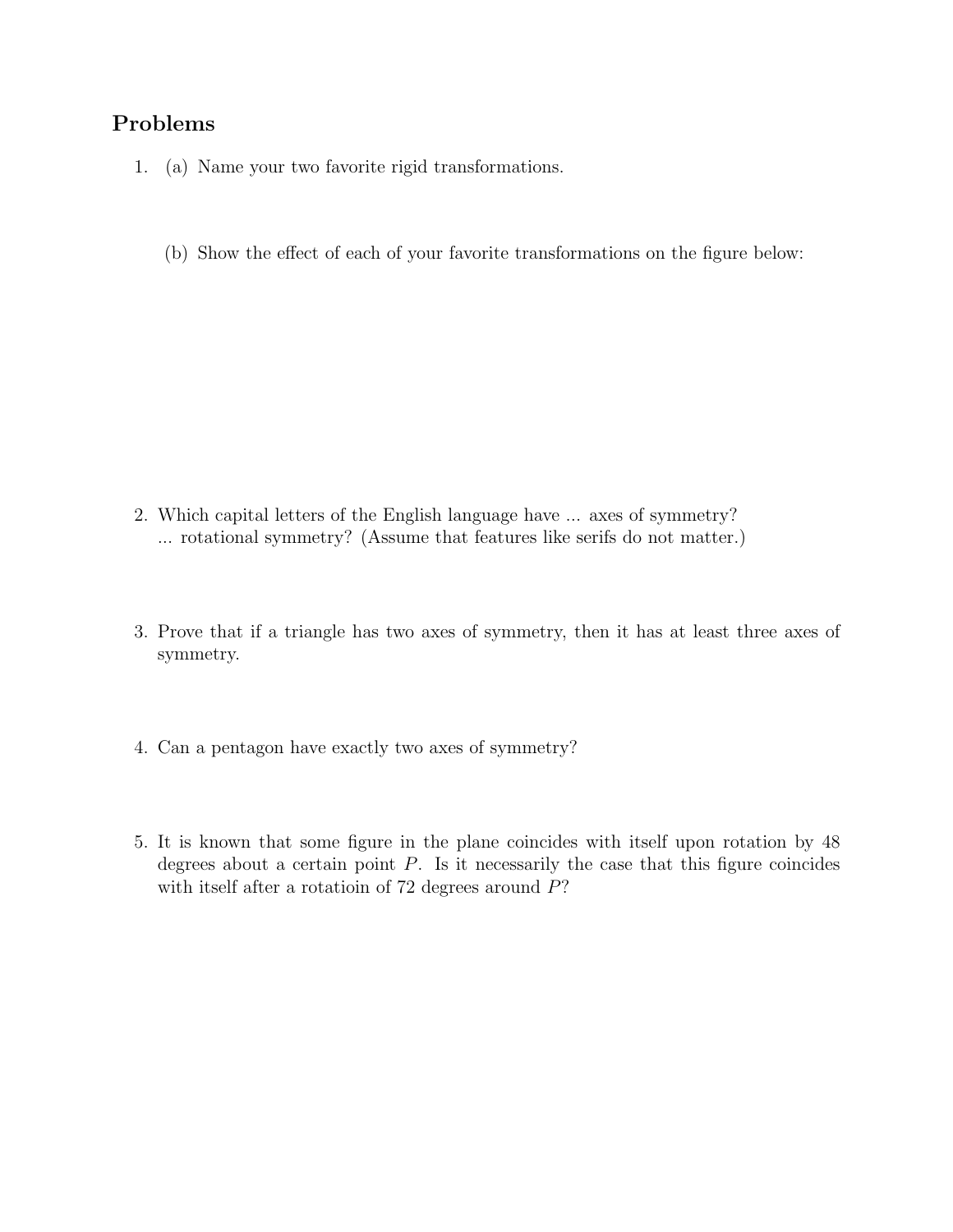## Problems

1. (a) Name your two favorite rigid transformations.

   (b) Show the effect of each of your favorite transformations on the figure below:

2. Which capital letters of the English language have ... axes of symmetry?
   ... rotational symmetry? (Assume that features like serifs do not matter.)

3. Prove that if a triangle has two axes of symmetry, then it has at least three axes of symmetry.

4. Can a pentagon have exactly two axes of symmetry?

5. It is known that some figure in the plane coincides with itself upon rotation by 48 degrees about a certain point $P$. Is it necessarily the case that this figure coincides with itself after a rotatioin of 72 degrees around $P$?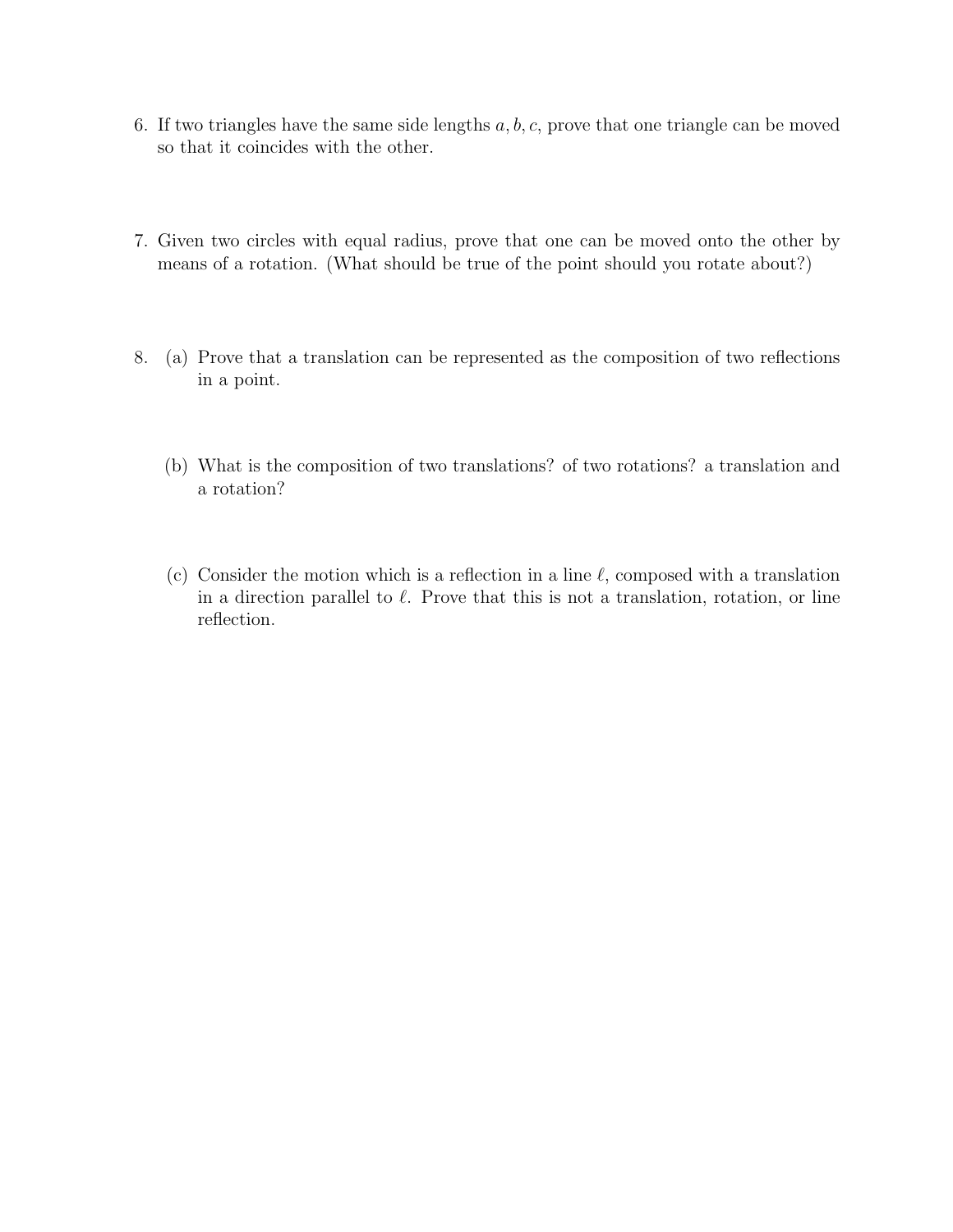6. If two triangles have the same side lengths $a, b, c$, prove that one triangle can be moved so that it coincides with the other.

7. Given two circles with equal radius, prove that one can be moved onto the other by means of a rotation. (What should be true of the point should you rotate about?)

8. (a) Prove that a translation can be represented as the composition of two reflections in a point.

   (b) What is the composition of two translations? of two rotations? a translation and a rotation?

   (c) Consider the motion which is a reflection in a line $\ell$, composed with a translation in a direction parallel to $\ell$. Prove that this is not a translation, rotation, or line reflection.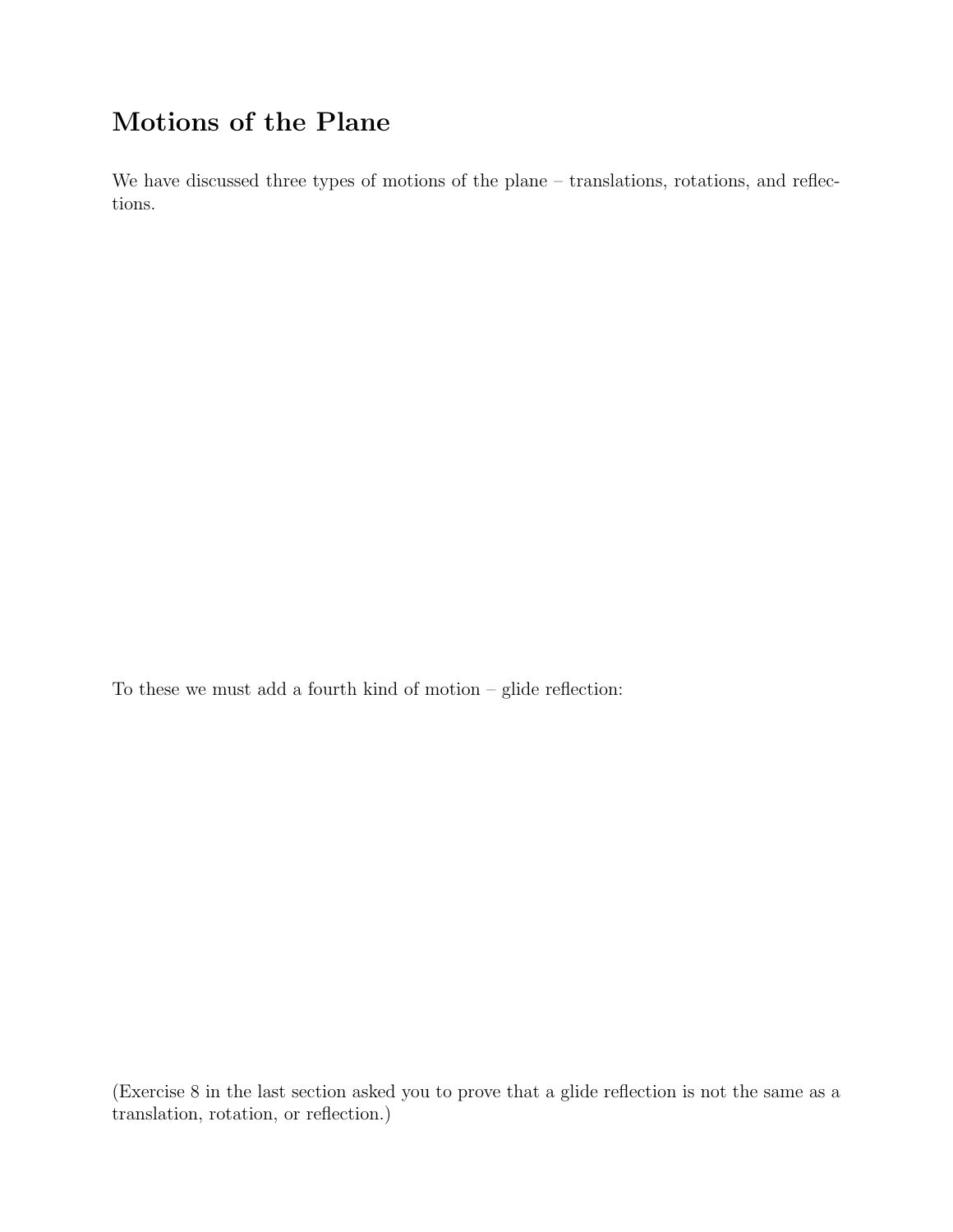## Motions of the Plane

We have discussed three types of motions of the plane – translations, rotations, and reflections.

To these we must add a fourth kind of motion – glide reflection:

(Exercise 8 in the last section asked you to prove that a glide reflection is not the same as a translation, rotation, or reflection.)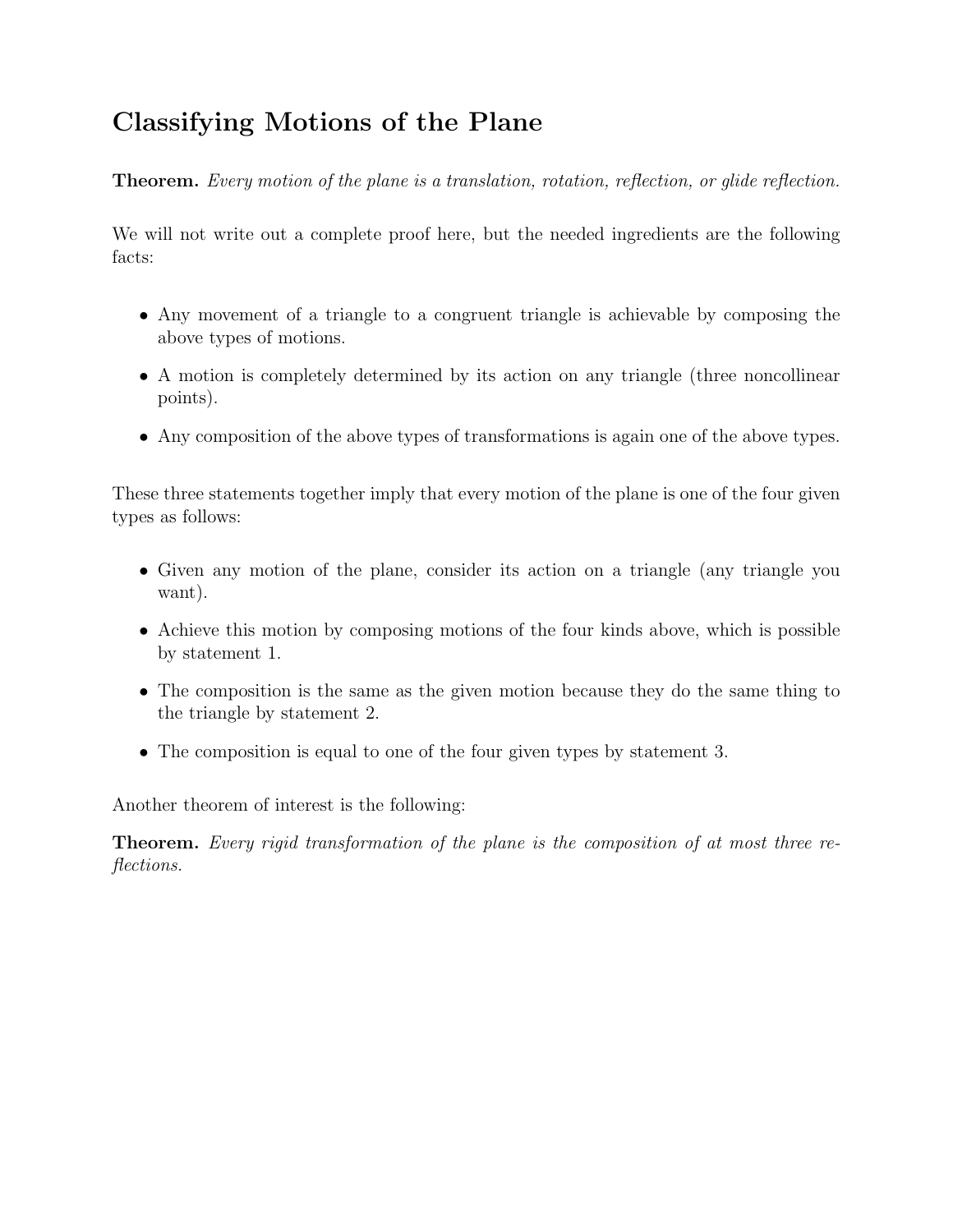## Classifying Motions of the Plane

**Theorem.** *Every motion of the plane is a translation, rotation, reflection, or glide reflection.*

We will not write out a complete proof here, but the needed ingredients are the following facts:

- Any movement of a triangle to a congruent triangle is achievable by composing the above types of motions.
- A motion is completely determined by its action on any triangle (three noncollinear points).
- Any composition of the above types of transformations is again one of the above types.

These three statements together imply that every motion of the plane is one of the four given types as follows:

- Given any motion of the plane, consider its action on a triangle (any triangle you want).
- Achieve this motion by composing motions of the four kinds above, which is possible by statement 1.
- The composition is the same as the given motion because they do the same thing to the triangle by statement 2.
- The composition is equal to one of the four given types by statement 3.

Another theorem of interest is the following:

**Theorem.** *Every rigid transformation of the plane is the composition of at most three reflections.*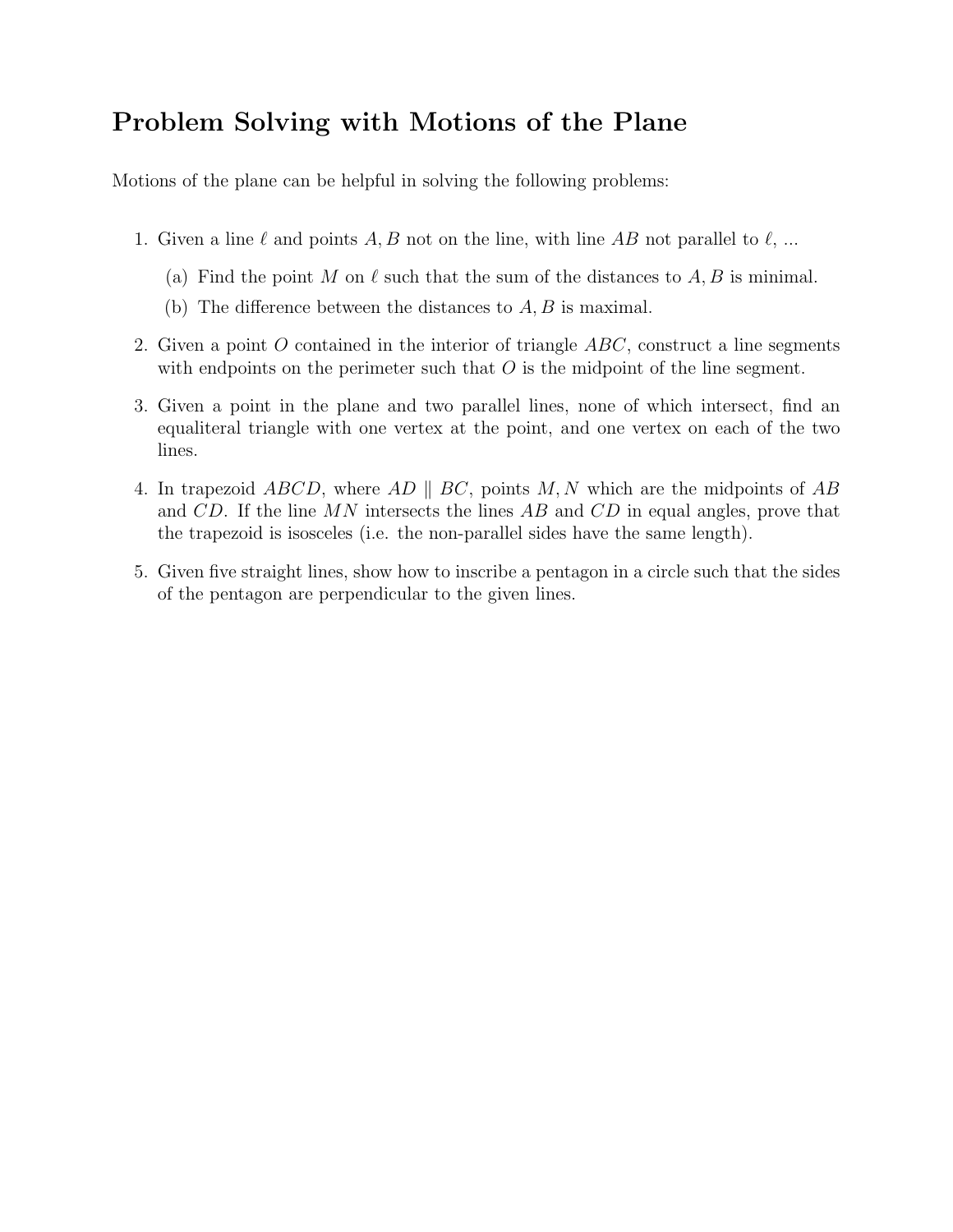## Problem Solving with Motions of the Plane

Motions of the plane can be helpful in solving the following problems:

1. Given a line $\ell$ and points $A, B$ not on the line, with line $AB$ not parallel to $\ell$, ...

   (a) Find the point $M$ on $\ell$ such that the sum of the distances to $A, B$ is minimal.

   (b) The difference between the distances to $A, B$ is maximal.

2. Given a point $O$ contained in the interior of triangle $ABC$, construct a line segments with endpoints on the perimeter such that $O$ is the midpoint of the line segment.

3. Given a point in the plane and two parallel lines, none of which intersect, find an equaliteral triangle with one vertex at the point, and one vertex on each of the two lines.

4. In trapezoid $ABCD$, where $AD \parallel BC$, points $M, N$ which are the midpoints of $AB$ and $CD$. If the line $MN$ intersects the lines $AB$ and $CD$ in equal angles, prove that the trapezoid is isosceles (i.e. the non-parallel sides have the same length).

5. Given five straight lines, show how to inscribe a pentagon in a circle such that the sides of the pentagon are perpendicular to the given lines.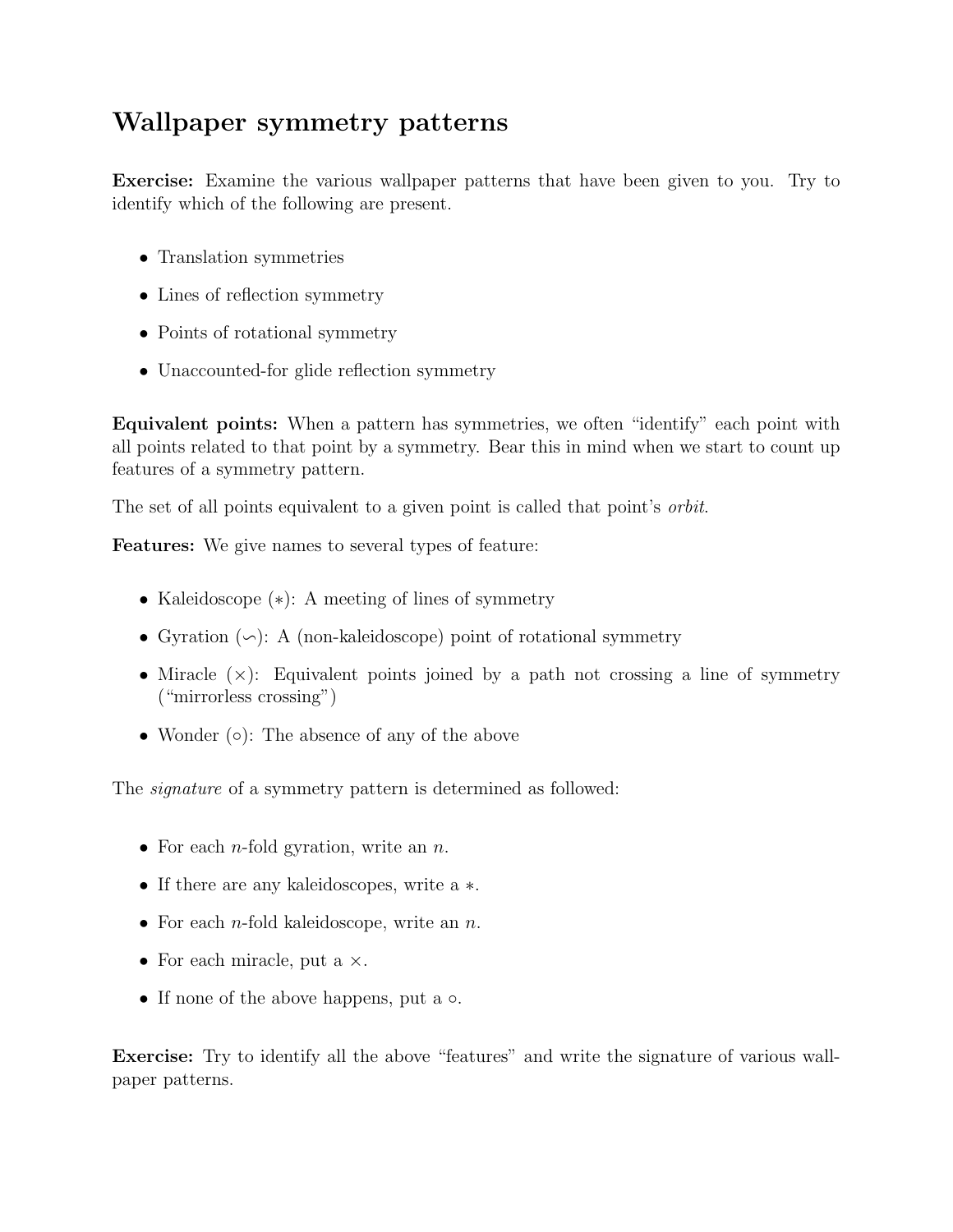## Wallpaper symmetry patterns

**Exercise:** Examine the various wallpaper patterns that have been given to you. Try to identify which of the following are present.

- Translation symmetries
- Lines of reflection symmetry
- Points of rotational symmetry
- Unaccounted-for glide reflection symmetry

**Equivalent points:** When a pattern has symmetries, we often "identify" each point with all points related to that point by a symmetry. Bear this in mind when we start to count up features of a symmetry pattern.

The set of all points equivalent to a given point is called that point's *orbit*.

**Features:** We give names to several types of feature:

- Kaleidoscope ($*$): A meeting of lines of symmetry
- Gyration ($\backsim$): A (non-kaleidoscope) point of rotational symmetry
- Miracle ($\times$): Equivalent points joined by a path not crossing a line of symmetry ("mirrorless crossing")
- Wonder ($\circ$): The absence of any of the above

The *signature* of a symmetry pattern is determined as followed:

- For each $n$-fold gyration, write an $n$.
- If there are any kaleidoscopes, write a $*$.
- For each $n$-fold kaleidoscope, write an $n$.
- For each miracle, put a $\times$.
- If none of the above happens, put a $\circ$.

**Exercise:** Try to identify all the above "features" and write the signature of various wallpaper patterns.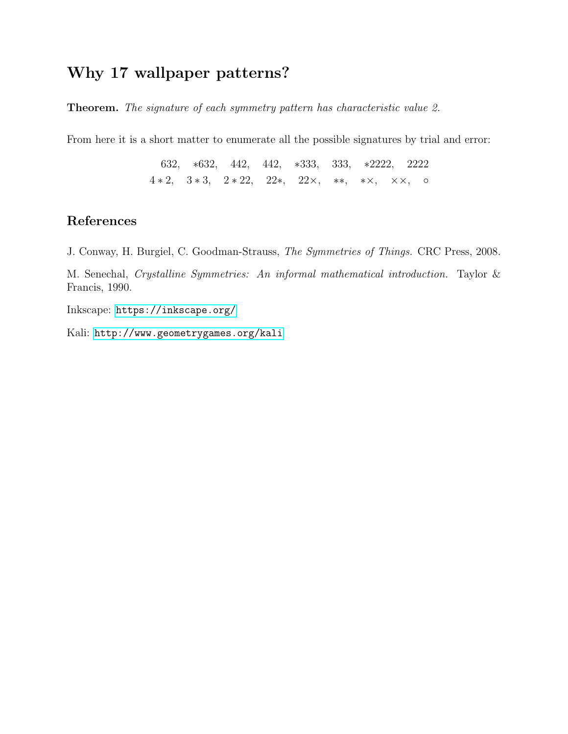# Why 17 wallpaper patterns?

**Theorem.** *The signature of each symmetry pattern has characteristic value 2.*

From here it is a short matter to enumerate all the possible signatures by trial and error:

$$632, \quad {*632}, \quad 442, \quad 442, \quad {*333}, \quad 333, \quad {*2222}, \quad 2222$$
$$4*2, \quad 3*3, \quad 2*22, \quad 22*, \quad 22\times, \quad **, \quad *\times, \quad \times\times, \quad \circ$$

## References

J. Conway, H. Burgiel, C. Goodman-Strauss, *The Symmetries of Things.* CRC Press, 2008.

M. Senechal, *Crystalline Symmetries: An informal mathematical introduction.* Taylor & Francis, 1990.

Inkscape: https://inkscape.org/

Kali: http://www.geometrygames.org/kali